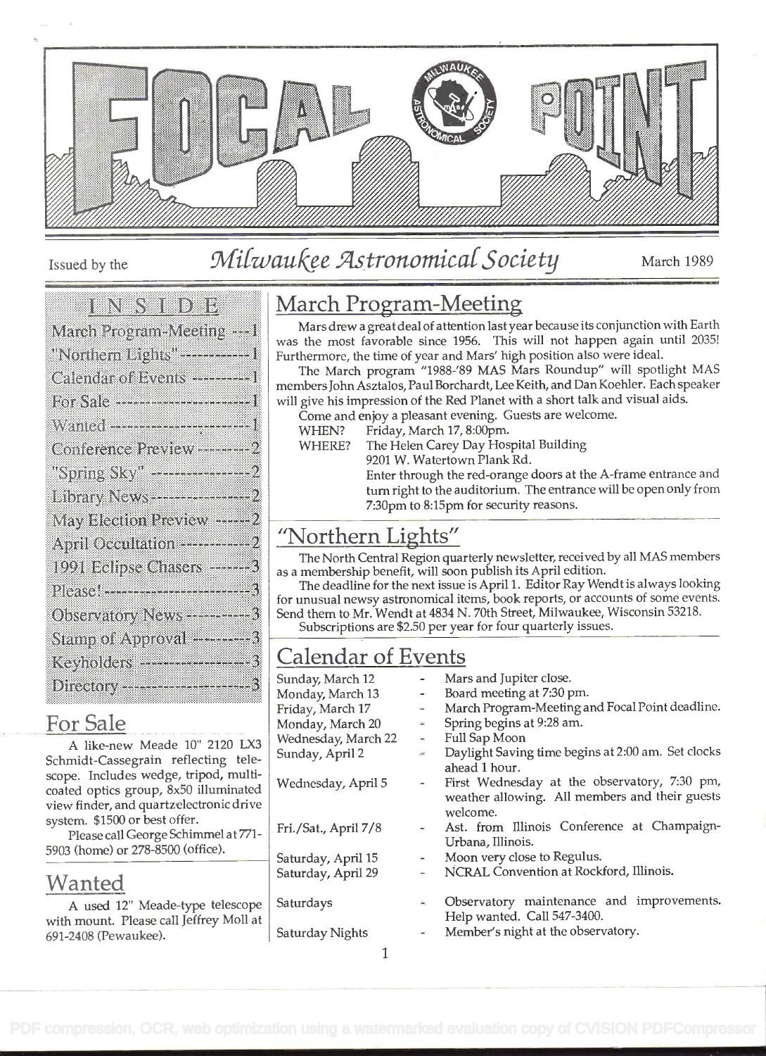# FOCAL POINT

Issued by the *Milwaukee Astronomical Society* March 1989

**INSIDE**

- March Program-Meeting ---1
- "Northern Lights" ---1
- Calendar of Events ---1
- For Sale ---1
- Wanted ---1
- Conference Preview ---2
- "Spring Sky" ---2
- Library News ---2
- May Election Preview ---2
- April Occultation ---2
- 1991 Eclipse Chasers ---3
- Please! ---3
- Observatory News ---3
- Stamp of Approval ---3
- Keyholders ---3
- Directory ---3

## For Sale

A like-new Meade 10" 2120 LX3 Schmidt-Cassegrain reflecting telescope. Includes wedge, tripod, multi-coated optics group, 8x50 illuminated view finder, and quartzelectronic drive system. $1500 or best offer.

Please call George Schimmel at 771-5903 (home) or 278-8500 (office).

## Wanted

A used 12" Meade-type telescope with mount. Please call Jeffrey Moll at 691-2408 (Pewaukee).

## March Program-Meeting

Mars drew a great deal of attention last year because its conjunction with Earth was the most favorable since 1956. This will not happen again until 2035! Furthermore, the time of year and Mars' high position also were ideal.

The March program "1988-'89 MAS Mars Roundup" will spotlight MAS members John Asztalos, Paul Borchardt, Lee Keith, and Dan Koehler. Each speaker will give his impression of the Red Planet with a short talk and visual aids.

Come and enjoy a pleasant evening. Guests are welcome.

WHEN? Friday, March 17, 8:00pm.

WHERE? The Helen Carey Day Hospital Building
9201 W. Watertown Plank Rd.
Enter through the red-orange doors at the A-frame entrance and turn right to the auditorium. The entrance will be open only from 7:30pm to 8:15pm for security reasons.

## "Northern Lights"

The North Central Region quarterly newsletter, received by all MAS members as a membership benefit, will soon publish its April edition.

The deadline for the next issue is April 1. Editor Ray Wendt is always looking for unusual newsy astronomical items, book reports, or accounts of some events. Send them to Mr. Wendt at 4834 N. 70th Street, Milwaukee, Wisconsin 53218.

Subscriptions are $2.50 per year for four quarterly issues.

## Calendar of Events

| | | |
|---|---|---|
| Sunday, March 12 | - | Mars and Jupiter close. |
| Monday, March 13 | - | Board meeting at 7:30 pm. |
| Friday, March 17 | - | March Program-Meeting and Focal Point deadline. |
| Monday, March 20 | - | Spring begins at 9:28 am. |
| Wednesday, March 22 | - | Full Sap Moon |
| Sunday, April 2 | - | Daylight Saving time begins at 2:00 am. Set clocks ahead 1 hour. |
| Wednesday, April 5 | - | First Wednesday at the observatory, 7:30 pm, weather allowing. All members and their guests welcome. |
| Fri./Sat., April 7/8 | - | Ast. from Illinois Conference at Champaign-Urbana, Illinois. |
| Saturday, April 15 | - | Moon very close to Regulus. |
| Saturday, April 29 | - | NCRAL Convention at Rockford, Illinois. |
| Saturdays | - | Observatory maintenance and improvements. Help wanted. Call 547-3400. |
| Saturday Nights | - | Member's night at the observatory. |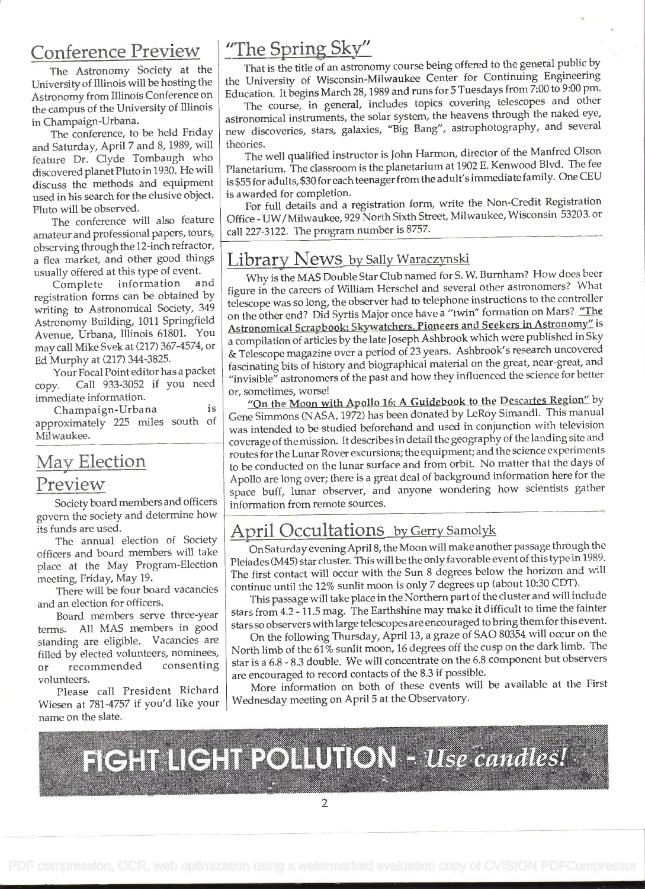## Conference Preview

The Astronomy Society at the University of Illinois will be hosting the Astronomy from Illinois Conference on the campus of the University of Illinois in Champaign-Urbana.

The conference, to be held Friday and Saturday, April 7 and 8, 1989, will feature Dr. Clyde Tombaugh who discovered planet Pluto in 1930. He will discuss the methods and equipment used in his search for the elusive object. Pluto will be observed.

The conference will also feature amateur and professional papers, tours, observing through the 12-inch refractor, a flea market, and other good things usually offered at this type of event.

Complete information and registration forms can be obtained by writing to Astronomical Society, 349 Astronomy Building, 1011 Springfield Avenue, Urbana, Illinois 61801. You may call Mike Svek at (217) 367-4574, or Ed Murphy at (217) 344-3825.

Your Focal Point editor has a packet copy. Call 933-3052 if you need immediate information.

Champaign-Urbana is approximately 225 miles south of Milwaukee.

## May Election Preview

Society board members and officers govern the society and determine how its funds are used.

The annual election of Society officers and board members will take place at the May Program-Election meeting, Friday, May 19.

There will be four board vacancies and an election for officers.

Board members serve three-year terms. All MAS members in good standing are eligible. Vacancies are filled by elected volunteers, nominees, or recommended consenting volunteers.

Please call President Richard Wiesen at 781-4757 if you'd like your name on the slate.

## "The Spring Sky"

That is the title of an astronomy course being offered to the general public by the University of Wisconsin-Milwaukee Center for Continuing Engineering Education. It begins March 28, 1989 and runs for 5 Tuesdays from 7:00 to 9:00 pm.

The course, in general, includes topics covering telescopes and other astronomical instruments, the solar system, the heavens through the naked eye, new discoveries, stars, galaxies, "Big Bang", astrophotography, and several theories.

The well qualified instructor is John Harmon, director of the Manfred Olson Planetarium. The classroom is the planetarium at 1902 E. Kenwood Blvd. The fee is $55 for adults, $30 for each teenager from the adult's immediate family. One CEU is awarded for completion.

For full details and a registration form, write the Non-Credit Registration Office - UW/Milwaukee, 929 North Sixth Street, Milwaukee, Wisconsin 53203, or call 227-3122. The program number is 8757.

## Library News by Sally Waraczynski

Why is the MAS Double Star Club named for S. W. Burnham? How does beer figure in the careers of William Herschel and several other astronomers? What telescope was so long, the observer had to telephone instructions to the controller on the other end? Did Syrtis Major once have a "twin" formation on Mars? "The Astronomical Scrapbook: Skywatchers, Pioneers and Seekers in Astronomy" is a compilation of articles by the late Joseph Ashbrook which were published in Sky & Telescope magazine over a period of 23 years. Ashbrook's research uncovered fascinating bits of history and biographical material on the great, near-great, and "invisible" astronomers of the past and how they influenced the science for better or, sometimes, worse!

"On the Moon with Apollo 16: A Guidebook to the Descartes Region" by Gene Simmons (NASA, 1972) has been donated by LeRoy Simandl. This manual was intended to be studied beforehand and used in conjunction with television coverage of the mission. It describes in detail the geography of the landing site and routes for the Lunar Rover excursions; the equipment; and the science experiments to be conducted on the lunar surface and from orbit. No matter that the days of Apollo are long over; there is a great deal of background information here for the space buff, lunar observer, and anyone wondering how scientists gather information from remote sources.

## April Occultations by Gerry Samolyk

On Saturday evening April 8, the Moon will make another passage through the Pleiades (M45) star cluster. This will be the only favorable event of this type in 1989. The first contact will occur with the Sun 8 degrees below the horizon and will continue until the 12% sunlit moon is only 7 degrees up (about 10:30 CDT).

This passage will take place in the Northern part of the cluster and will include stars from 4.2 - 11.5 mag. The Earthshine may make it difficult to time the fainter stars so observers with large telescopes are encouraged to bring them for this event.

On the following Thursday, April 13, a graze of SAO 80354 will occur on the North limb of the 61% sunlit moon, 16 degrees off the cusp on the dark limb. The star is a 6.8 - 8.3 double. We will concentrate on the 6.8 component but observers are encouraged to record contacts of the 8.3 if possible.

More information on both of these events will be available at the First Wednesday meeting on April 5 at the Observatory.

**FIGHT LIGHT POLLUTION - *Use candles!***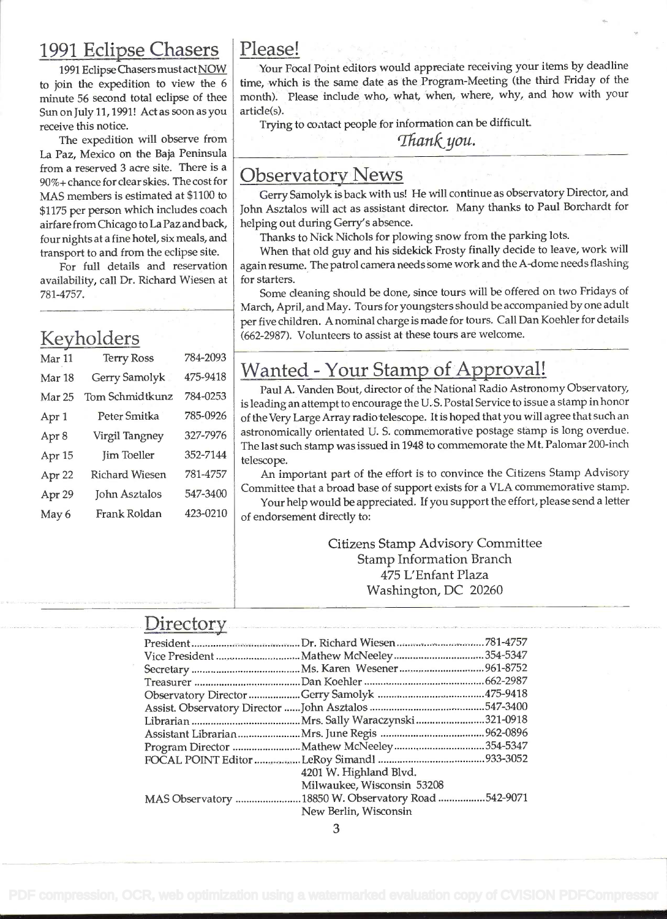## 1991 Eclipse Chasers

1991 Eclipse Chasers must act NOW to join the expedition to view the 6 minute 56 second total eclipse of thee Sun on July 11, 1991! Act as soon as you receive this notice.

The expedition will observe from La Paz, Mexico on the Baja Peninsula from a reserved 3 acre site. There is a 90%+ chance for clear skies. The cost for MAS members is estimated at $1100 to $1175 per person which includes coach airfare from Chicago to La Paz and back, four nights at a fine hotel, six meals, and transport to and from the eclipse site.

For full details and reservation availability, call Dr. Richard Wiesen at 781-4757.

## Keyholders

| | | |
|---|---|---|
| Mar 11 | Terry Ross | 784-2093 |
| Mar 18 | Gerry Samolyk | 475-9418 |
| Mar 25 | Tom Schmidtkunz | 784-0253 |
| Apr 1 | Peter Smitka | 785-0926 |
| Apr 8 | Virgil Tangney | 327-7976 |
| Apr 15 | Jim Toeller | 352-7144 |
| Apr 22 | Richard Wiesen | 781-4757 |
| Apr 29 | John Asztalos | 547-3400 |
| May 6 | Frank Roldan | 423-0210 |

## Please!

Your Focal Point editors would appreciate receiving your items by deadline time, which is the same date as the Program-Meeting (the third Friday of the month). Please include who, what, when, where, why, and how with your article(s).

Trying to contact people for information can be difficult.

*Thank you.*

## Observatory News

Gerry Samolyk is back with us! He will continue as observatory Director, and John Asztalos will act as assistant director. Many thanks to Paul Borchardt for helping out during Gerry's absence.

Thanks to Nick Nichols for plowing snow from the parking lots.

When that old guy and his sidekick Frosty finally decide to leave, work will again resume. The patrol camera needs some work and the A-dome needs flashing for starters.

Some cleaning should be done, since tours will be offered on two Fridays of March, April, and May. Tours for youngsters should be accompanied by one adult per five children. A nominal charge is made for tours. Call Dan Koehler for details (662-2987). Volunteers to assist at these tours are welcome.

## Wanted - Your Stamp of Approval!

Paul A. Vanden Bout, director of the National Radio Astronomy Observatory, is leading an attempt to encourage the U. S. Postal Service to issue a stamp in honor of the Very Large Array radio telescope. It is hoped that you will agree that such an astronomically orientated U. S. commemorative postage stamp is long overdue. The last such stamp was issued in 1948 to commemorate the Mt. Palomar 200-inch telescope.

An important part of the effort is to convince the Citizens Stamp Advisory Committee that a broad base of support exists for a VLA commemorative stamp.

Your help would be appreciated. If you support the effort, please send a letter of endorsement directly to:

Citizens Stamp Advisory Committee
Stamp Information Branch
475 L'Enfant Plaza
Washington, DC 20260

## Directory

| | | |
|---|---|---|
| President | Dr. Richard Wiesen | 781-4757 |
| Vice President | Mathew McNeeley | 354-5347 |
| Secretary | Ms. Karen Wesener | 961-8752 |
| Treasurer | Dan Koehler | 662-2987 |
| Observatory Director | Gerry Samolyk | 475-9418 |
| Assist. Observatory Director | John Asztalos | 547-3400 |
| Librarian | Mrs. Sally Waraczynski | 321-0918 |
| Assistant Librarian | Mrs. June Regis | 962-0896 |
| Program Director | Mathew McNeeley | 354-5347 |
| FOCAL POINT Editor | LeRoy Simandl<br>4201 W. Highland Blvd.<br>Milwaukee, Wisconsin 53208 | 933-3052 |
| MAS Observatory | 18850 W. Observatory Road<br>New Berlin, Wisconsin | 542-9071 |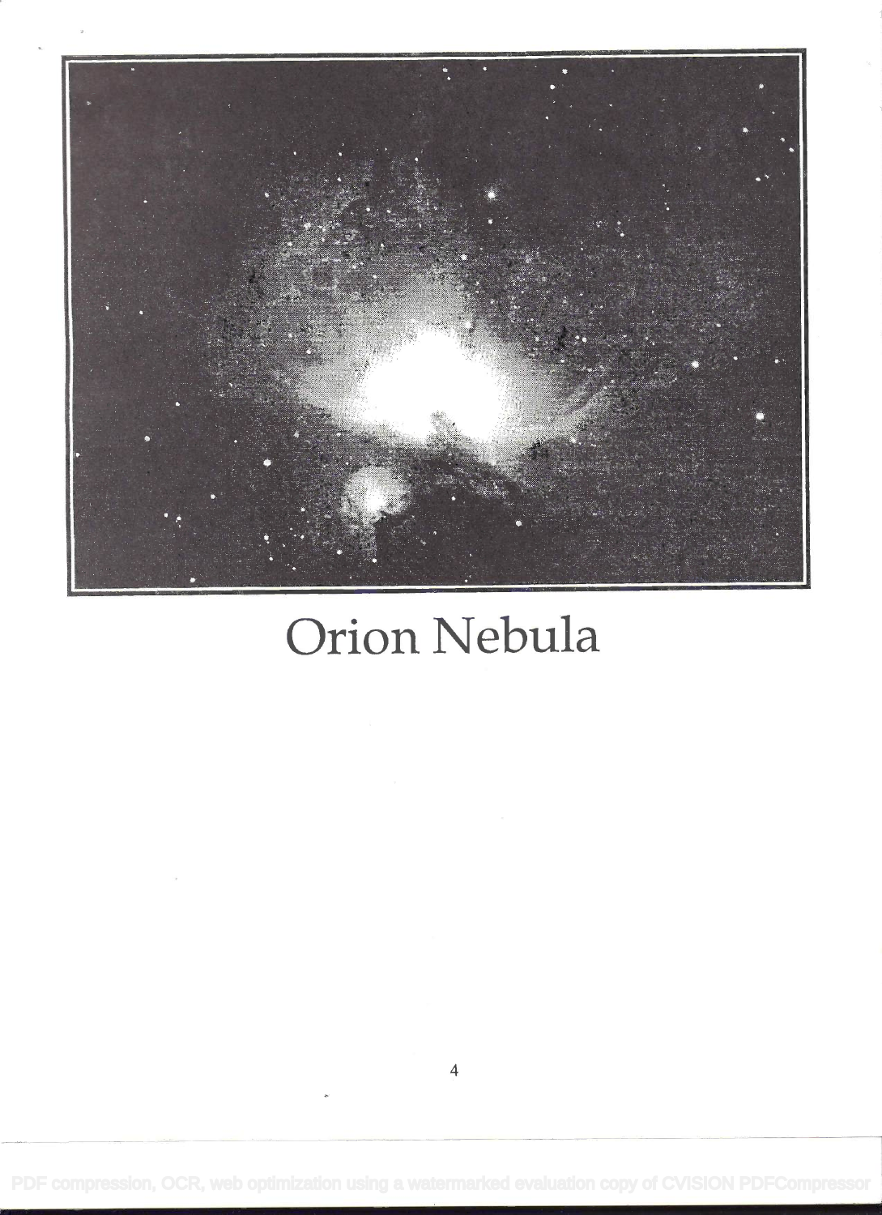Orion Nebula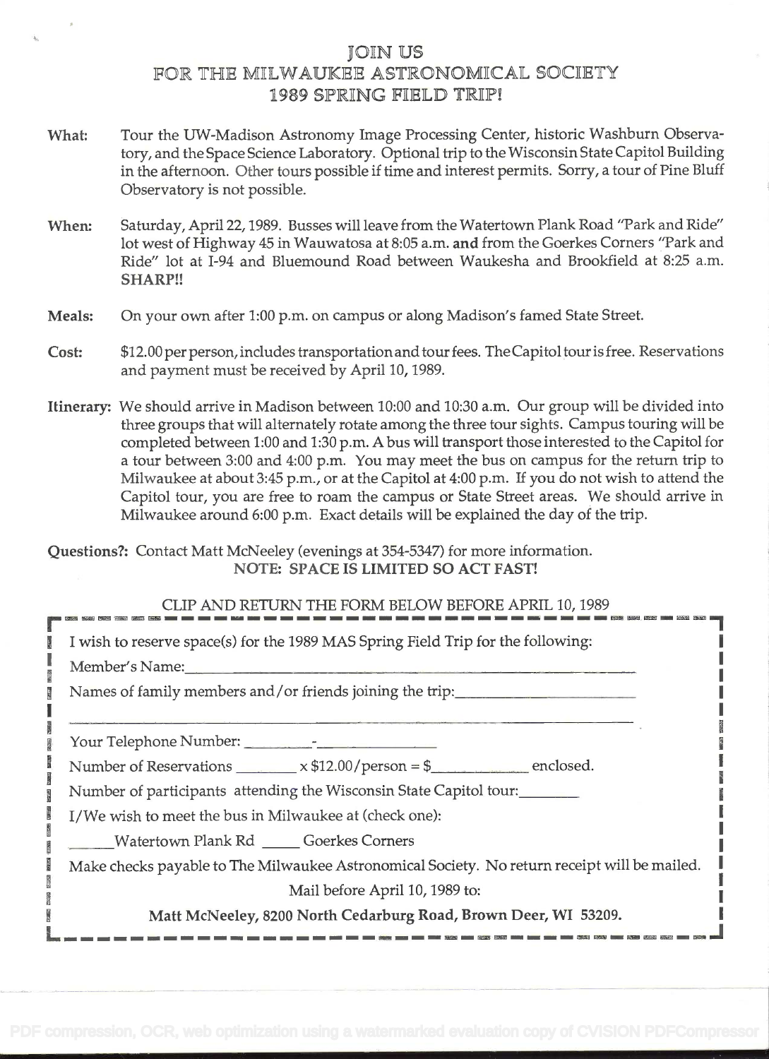# JOIN US
# FOR THE MILWAUKEE ASTRONOMICAL SOCIETY
# 1989 SPRING FIELD TRIP!

**What:** Tour the UW-Madison Astronomy Image Processing Center, historic Washburn Observatory, and the Space Science Laboratory. Optional trip to the Wisconsin State Capitol Building in the afternoon. Other tours possible if time and interest permits. Sorry, a tour of Pine Bluff Observatory is not possible.

**When:** Saturday, April 22, 1989. Busses will leave from the Watertown Plank Road "Park and Ride" lot west of Highway 45 in Wauwatosa at 8:05 a.m. **and** from the Goerkes Corners "Park and Ride" lot at I-94 and Bluemound Road between Waukesha and Brookfield at 8:25 a.m. **SHARP!!**

**Meals:** On your own after 1:00 p.m. on campus or along Madison's famed State Street.

**Cost:** $12.00 per person, includes transportation and tour fees. The Capitol tour is free. Reservations and payment must be received by April 10, 1989.

**Itinerary:** We should arrive in Madison between 10:00 and 10:30 a.m. Our group will be divided into three groups that will alternately rotate among the three tour sights. Campus touring will be completed between 1:00 and 1:30 p.m. A bus will transport those interested to the Capitol for a tour between 3:00 and 4:00 p.m. You may meet the bus on campus for the return trip to Milwaukee at about 3:45 p.m., or at the Capitol at 4:00 p.m. If you do not wish to attend the Capitol tour, you are free to roam the campus or State Street areas. We should arrive in Milwaukee around 6:00 p.m. Exact details will be explained the day of the trip.

**Questions?:** Contact Matt McNeeley (evenings at 354-5347) for more information.

**NOTE: SPACE IS LIMITED SO ACT FAST!**

CLIP AND RETURN THE FORM BELOW BEFORE APRIL 10, 1989

I wish to reserve space(s) for the 1989 MAS Spring Field Trip for the following:

Member's Name: ______________________________

Names of family members and/or friends joining the trip: ______________________________

______________________________

Your Telephone Number: ______-______________

Number of Reservations ________ x $12.00/person = $____________ enclosed.

Number of participants attending the Wisconsin State Capitol tour: ________

I/We wish to meet the bus in Milwaukee at (check one):

______Watertown Plank Rd _____ Goerkes Corners

Make checks payable to The Milwaukee Astronomical Society. No return receipt will be mailed.

Mail before April 10, 1989 to:

**Matt McNeeley, 8200 North Cedarburg Road, Brown Deer, WI 53209.**